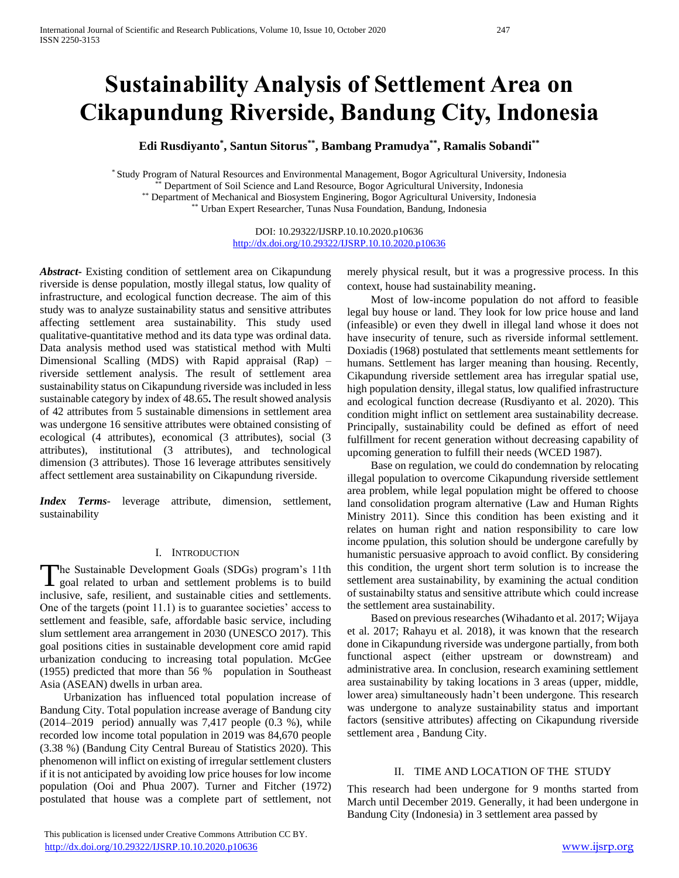# Sustainability Analysis of Settlement Area on Cikapundung Riverside, Bandung City, Indonesia

**Edi Rusdiyanto[*], Santun Sitorus[**], Bambang Pramudya[**], Ramalis Sobandi[**]**

[*] Study Program of Natural Resources and Environmental Management, Bogor Agricultural University, Indonesia
[**] Department of Soil Science and Land Resource, Bogor Agricultural University, Indonesia
[**] Department of Mechanical and Biosystem Enginering, Bogor Agricultural University, Indonesia
[**] Urban Expert Researcher, Tunas Nusa Foundation, Bandung, Indonesia

DOI: 10.29322/IJSRP.10.10.2020.p10636
http://dx.doi.org/10.29322/IJSRP.10.10.2020.p10636

***Abstract*-** Existing condition of settlement area on Cikapundung riverside is dense population, mostly illegal status, low quality of infrastructure, and ecological function decrease. The aim of this study was to analyze sustainability status and sensitive attributes affecting settlement area sustainability. This study used qualitative-quantitative method and its data type was ordinal data. Data analysis method used was statistical method with Multi Dimensional Scalling (MDS) with Rapid appraisal (Rap) – riverside settlement analysis. The result of settlement area sustainability status on Cikapundung riverside was included in less sustainable category by index of 48.65**.** The result showed analysis of 42 attributes from 5 sustainable dimensions in settlement area was undergone 16 sensitive attributes were obtained consisting of ecological (4 attributes), economical (3 attributes), social (3 attributes), institutional (3 attributes), and technological dimension (3 attributes). Those 16 leverage attributes sensitively affect settlement area sustainability on Cikapundung riverside.

***Index Terms*-** leverage attribute, dimension, settlement, sustainability

## I. Introduction

The Sustainable Development Goals (SDGs) program's 11th goal related to urban and settlement problems is to build inclusive, safe, resilient, and sustainable cities and settlements. One of the targets (point 11.1) is to guarantee societies' access to settlement and feasible, safe, affordable basic service, including slum settlement area arrangement in 2030 (UNESCO 2017). This goal positions cities in sustainable development core amid rapid urbanization conducing to increasing total population. McGee (1955) predicted that more than 56 % population in Southeast Asia (ASEAN) dwells in urban area.

Urbanization has influenced total population increase of Bandung City. Total population increase average of Bandung city (2014–2019 period) annually was 7,417 people (0.3 %), while recorded low income total population in 2019 was 84,670 people (3.38 %) (Bandung City Central Bureau of Statistics 2020). This phenomenon will inflict on existing of irregular settlement clusters if it is not anticipated by avoiding low price houses for low income population (Ooi and Phua 2007). Turner and Fitcher (1972) postulated that house was a complete part of settlement, not merely physical result, but it was a progressive process. In this context, house had sustainability meaning.

Most of low-income population do not afford to feasible legal buy house or land. They look for low price house and land (infeasible) or even they dwell in illegal land whose it does not have insecurity of tenure, such as riverside informal settlement. Doxiadis (1968) postulated that settlements meant settlements for humans. Settlement has larger meaning than housing. Recently, Cikapundung riverside settlement area has irregular spatial use, high population density, illegal status, low qualified infrastructure and ecological function decrease (Rusdiyanto et al. 2020). This condition might inflict on settlement area sustainability decrease. Principally, sustainability could be defined as effort of need fulfillment for recent generation without decreasing capability of upcoming generation to fulfill their needs (WCED 1987).

Base on regulation, we could do condemnation by relocating illegal population to overcome Cikapundung riverside settlement area problem, while legal population might be offered to choose land consolidation program alternative (Law and Human Rights Ministry 2011). Since this condition has been existing and it relates on human right and nation responsibility to care low income ppulation, this solution should be undergone carefully by humanistic persuasive approach to avoid conflict. By considering this condition, the urgent short term solution is to increase the settlement area sustainability, by examining the actual condition of sustainabilty status and sensitive attribute which could increase the settlement area sustainability.

Based on previous researches (Wihadanto et al. 2017; Wijaya et al. 2017; Rahayu et al. 2018), it was known that the research done in Cikapundung riverside was undergone partially, from both functional aspect (either upstream or downstream) and administrative area. In conclusion, research examining settlement area sustainability by taking locations in 3 areas (upper, middle, lower area) simultaneously hadn't been undergone. This research was undergone to analyze sustainability status and important factors (sensitive attributes) affecting on Cikapundung riverside settlement area , Bandung City.

## II. Time and Location of the Study

This research had been undergone for 9 months started from March until December 2019. Generally, it had been undergone in Bandung City (Indonesia) in 3 settlement area passed by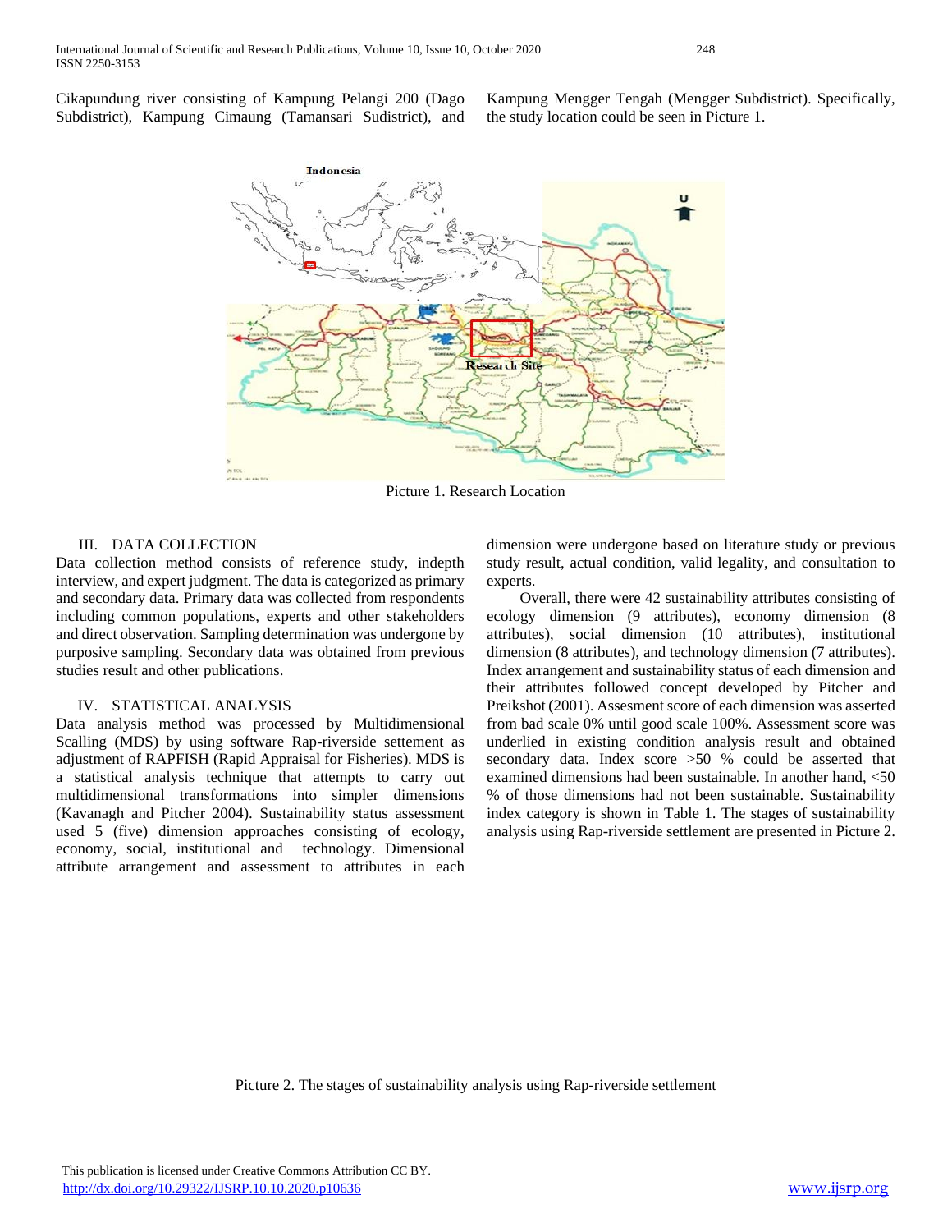Cikapundung river consisting of Kampung Pelangi 200 (Dago Subdistrict), Kampung Cimaung (Tamansari Sudistrict), and Kampung Mengger Tengah (Mengger Subdistrict). Specifically, the study location could be seen in Picture 1.

Picture 1. Research Location

## III. DATA COLLECTION

Data collection method consists of reference study, indepth interview, and expert judgment. The data is categorized as primary and secondary data. Primary data was collected from respondents including common populations, experts and other stakeholders and direct observation. Sampling determination was undergone by purposive sampling. Secondary data was obtained from previous studies result and other publications.

## IV. STATISTICAL ANALYSIS

Data analysis method was processed by Multidimensional Scalling (MDS) by using software Rap-riverside settement as adjustment of RAPFISH (Rapid Appraisal for Fisheries). MDS is a statistical analysis technique that attempts to carry out multidimensional transformations into simpler dimensions (Kavanagh and Pitcher 2004). Sustainability status assessment used 5 (five) dimension approaches consisting of ecology, economy, social, institutional and technology. Dimensional attribute arrangement and assessment to attributes in each dimension were undergone based on literature study or previous study result, actual condition, valid legality, and consultation to experts.

Overall, there were 42 sustainability attributes consisting of ecology dimension (9 attributes), economy dimension (8 attributes), social dimension (10 attributes), institutional dimension (8 attributes), and technology dimension (7 attributes). Index arrangement and sustainability status of each dimension and their attributes followed concept developed by Pitcher and Preikshot (2001). Assesment score of each dimension was asserted from bad scale 0% until good scale 100%. Assessment score was underlied in existing condition analysis result and obtained secondary data. Index score >50 % could be asserted that examined dimensions had been sustainable. In another hand, <50 % of those dimensions had not been sustainable. Sustainability index category is shown in Table 1. The stages of sustainability analysis using Rap-riverside settlement are presented in Picture 2.

Picture 2. The stages of sustainability analysis using Rap-riverside settlement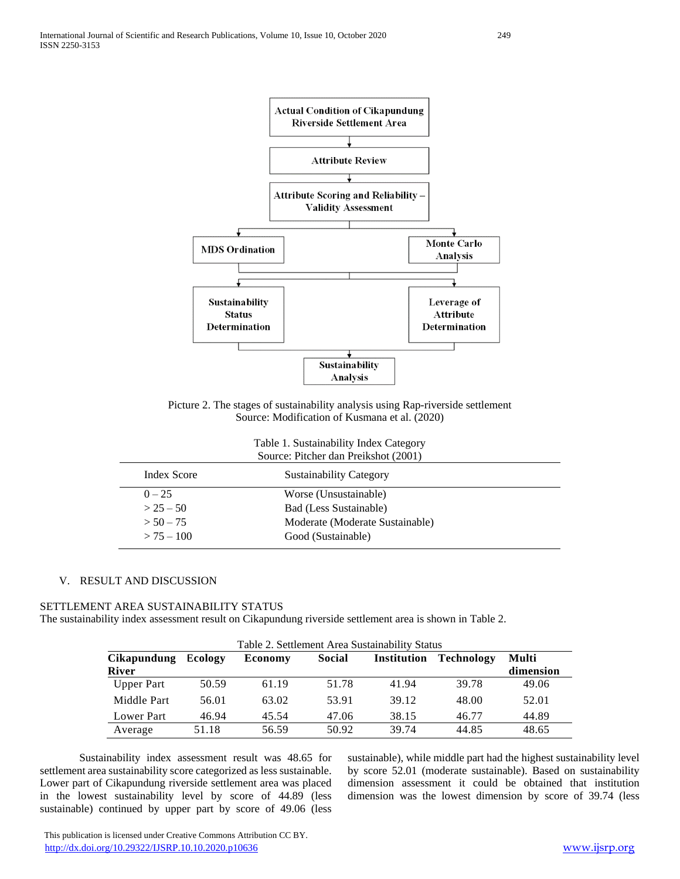Picture 2. The stages of sustainability analysis using Rap-riverside settlement
Source: Modification of Kusmana et al. (2020)

Table 1. Sustainability Index Category
Source: Pitcher dan Preikshot (2001)

| Index Score | Sustainability Category |
|---|---|
| 0 – 25 | Worse (Unsustainable) |
| > 25 – 50 | Bad (Less Sustainable) |
| > 50 – 75 | Moderate (Moderate Sustainable) |
| > 75 – 100 | Good (Sustainable) |

## V. RESULT AND DISCUSSION

### SETTLEMENT AREA SUSTAINABILITY STATUS

The sustainability index assessment result on Cikapundung riverside settlement area is shown in Table 2.

Table 2. Settlement Area Sustainability Status

| Cikapundung River | Ecology | Economy | Social | Institution | Technology | Multi dimension |
|---|---|---|---|---|---|---|
| Upper Part | 50.59 | 61.19 | 51.78 | 41.94 | 39.78 | 49.06 |
| Middle Part | 56.01 | 63.02 | 53.91 | 39.12 | 48.00 | 52.01 |
| Lower Part | 46.94 | 45.54 | 47.06 | 38.15 | 46.77 | 44.89 |
| Average | 51.18 | 56.59 | 50.92 | 39.74 | 44.85 | 48.65 |

Sustainability index assessment result was 48.65 for settlement area sustainability score categorized as less sustainable. Lower part of Cikapundung riverside settlement area was placed in the lowest sustainability level by score of 44.89 (less sustainable) continued by upper part by score of 49.06 (less sustainable), while middle part had the highest sustainability level by score 52.01 (moderate sustainable). Based on sustainability dimension assessment it could be obtained that institution dimension was the lowest dimension by score of 39.74 (less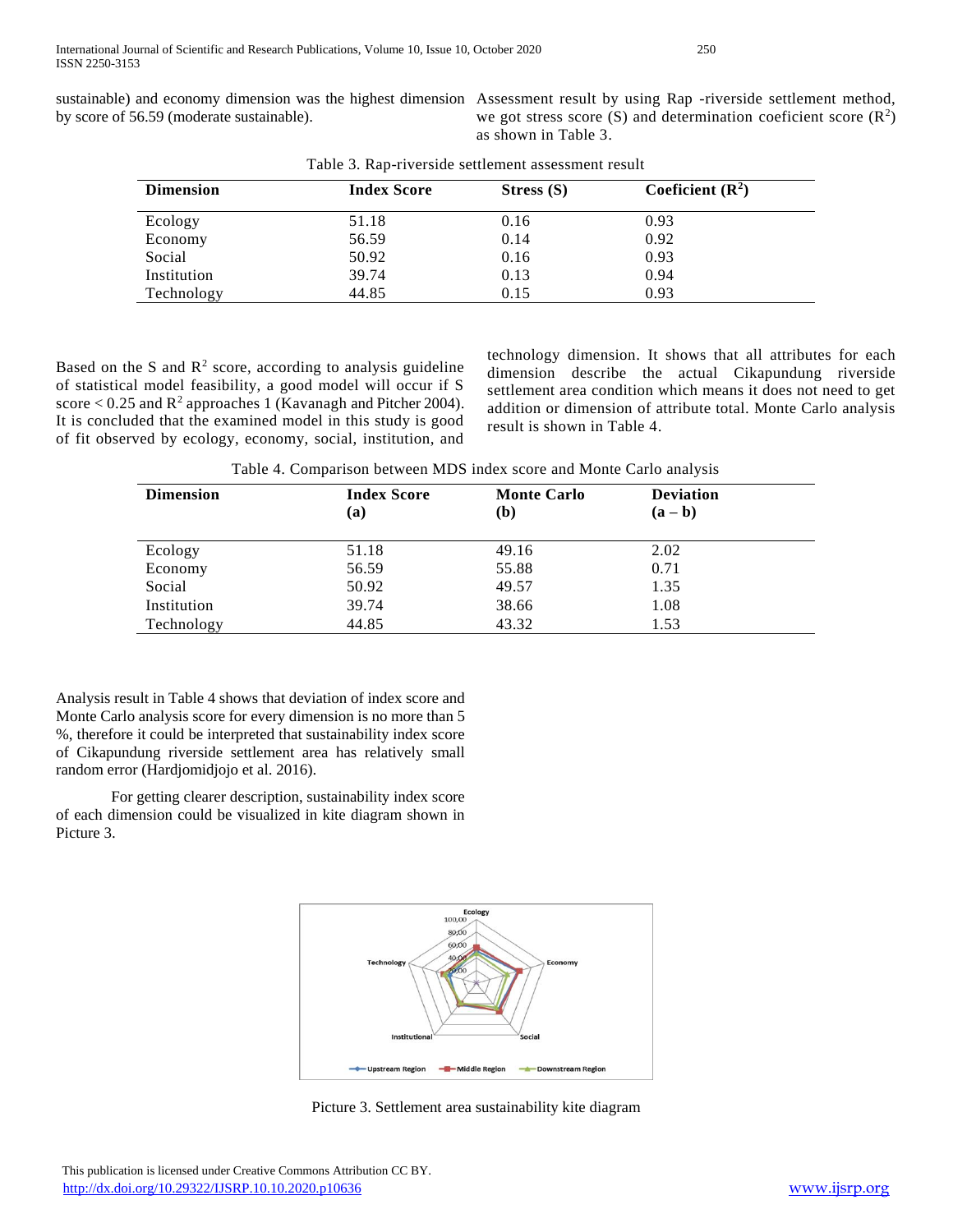sustainable) and economy dimension was the highest dimension by score of 56.59 (moderate sustainable).

Assessment result by using Rap -riverside settlement method, we got stress score (S) and determination coeficient score ($R^2$) as shown in Table 3.

Table 3. Rap-riverside settlement assessment result

| Dimension | Index Score | Stress (S) | Coeficient ($R^2$) |
|---|---|---|---|
| Ecology | 51.18 | 0.16 | 0.93 |
| Economy | 56.59 | 0.14 | 0.92 |
| Social | 50.92 | 0.16 | 0.93 |
| Institution | 39.74 | 0.13 | 0.94 |
| Technology | 44.85 | 0.15 | 0.93 |

Based on the S and $R^2$ score, according to analysis guideline of statistical model feasibility, a good model will occur if S score < 0.25 and $R^2$ approaches 1 (Kavanagh and Pitcher 2004). It is concluded that the examined model in this study is good of fit observed by ecology, economy, social, institution, and technology dimension. It shows that all attributes for each dimension describe the actual Cikapundung riverside settlement area condition which means it does not need to get addition or dimension of attribute total. Monte Carlo analysis result is shown in Table 4.

Table 4. Comparison between MDS index score and Monte Carlo analysis

| Dimension | Index Score (a) | Monte Carlo (b) | Deviation (a – b) |
|---|---|---|---|
| Ecology | 51.18 | 49.16 | 2.02 |
| Economy | 56.59 | 55.88 | 0.71 |
| Social | 50.92 | 49.57 | 1.35 |
| Institution | 39.74 | 38.66 | 1.08 |
| Technology | 44.85 | 43.32 | 1.53 |

Analysis result in Table 4 shows that deviation of index score and Monte Carlo analysis score for every dimension is no more than 5 %, therefore it could be interpreted that sustainability index score of Cikapundung riverside settlement area has relatively small random error (Hardjomidjojo et al. 2016).

For getting clearer description, sustainability index score of each dimension could be visualized in kite diagram shown in Picture 3.

Picture 3. Settlement area sustainability kite diagram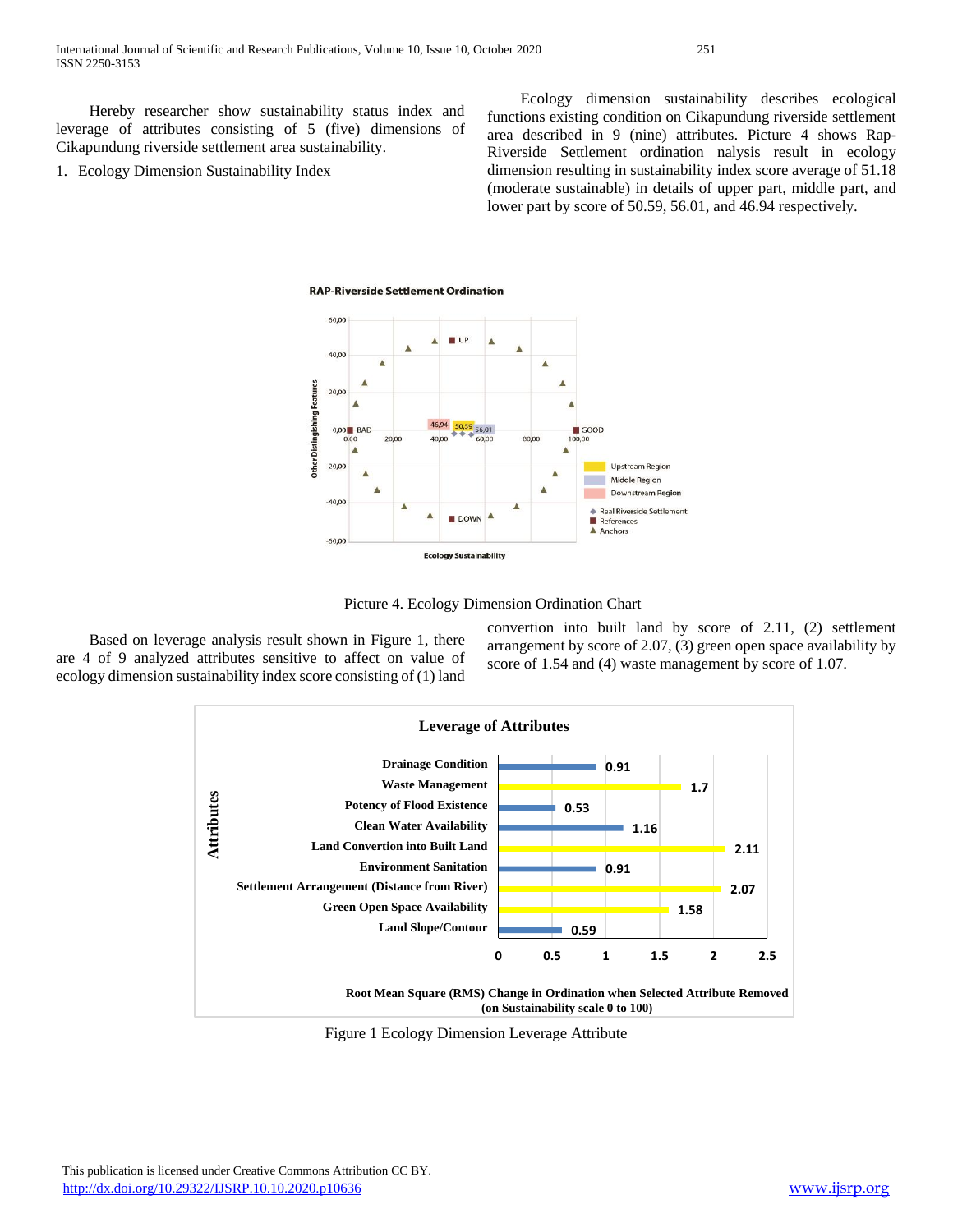Hereby researcher show sustainability status index and leverage of attributes consisting of 5 (five) dimensions of Cikapundung riverside settlement area sustainability.

1. Ecology Dimension Sustainability Index

Ecology dimension sustainability describes ecological functions existing condition on Cikapundung riverside settlement area described in 9 (nine) attributes. Picture 4 shows Rap-Riverside Settlement ordination nalysis result in ecology dimension resulting in sustainability index score average of 51.18 (moderate sustainable) in details of upper part, middle part, and lower part by score of 50.59, 56.01, and 46.94 respectively.

Picture 4. Ecology Dimension Ordination Chart

Based on leverage analysis result shown in Figure 1, there are 4 of 9 analyzed attributes sensitive to affect on value of ecology dimension sustainability index score consisting of (1) land convertion into built land by score of 2.11, (2) settlement arrangement by score of 2.07, (3) green open space availability by score of 1.54 and (4) waste management by score of 1.07.

Figure 1 Ecology Dimension Leverage Attribute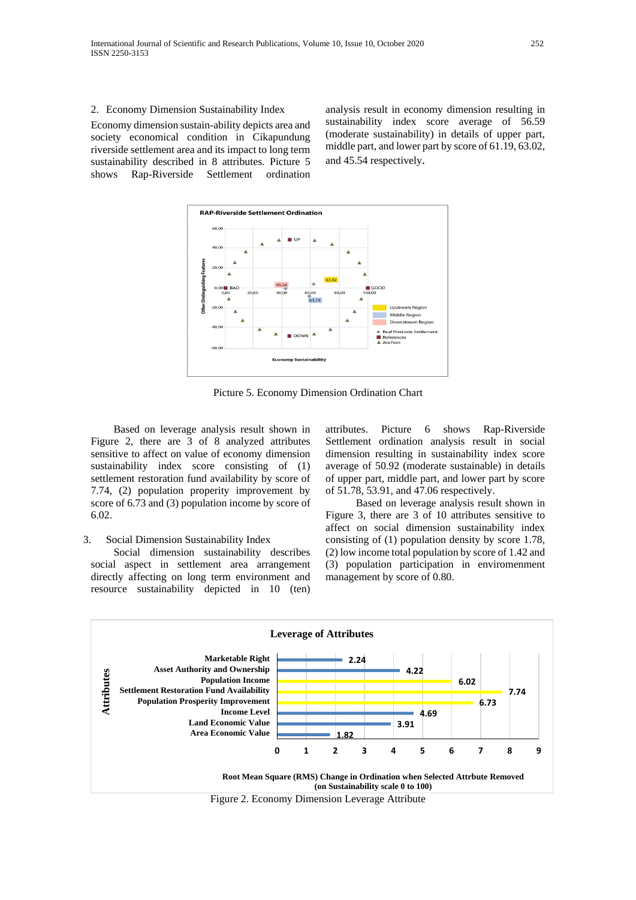2. Economy Dimension Sustainability Index

Economy dimension sustain-ability depicts area and society economical condition in Cikapundung riverside settlement area and its impact to long term sustainability described in 8 attributes. Picture 5 shows Rap-Riverside Settlement ordination analysis result in economy dimension resulting in sustainability index score average of 56.59 (moderate sustainability) in details of upper part, middle part, and lower part by score of 61.19, 63.02, and 45.54 respectively.

Picture 5. Economy Dimension Ordination Chart

Based on leverage analysis result shown in Figure 2, there are 3 of 8 analyzed attributes sensitive to affect on value of economy dimension sustainability index score consisting of (1) settlement restoration fund availability by score of 7.74, (2) population properity improvement by score of 6.73 and (3) population income by score of 6.02.

3. Social Dimension Sustainability Index

Social dimension sustainability describes social aspect in settlement area arrangement directly affecting on long term environment and resource sustainability depicted in 10 (ten) attributes. Picture 6 shows Rap-Riverside Settlement ordination analysis result in social dimension resulting in sustainability index score average of 50.92 (moderate sustainable) in details of upper part, middle part, and lower part by score of 51.78, 53.91, and 47.06 respectively.

Based on leverage analysis result shown in Figure 3, there are 3 of 10 attributes sensitive to affect on social dimension sustainability index consisting of (1) population density by score 1.78, (2) low income total population by score of 1.42 and (3) population participation in enviromenent management by score of 0.80.

Figure 2. Economy Dimension Leverage Attribute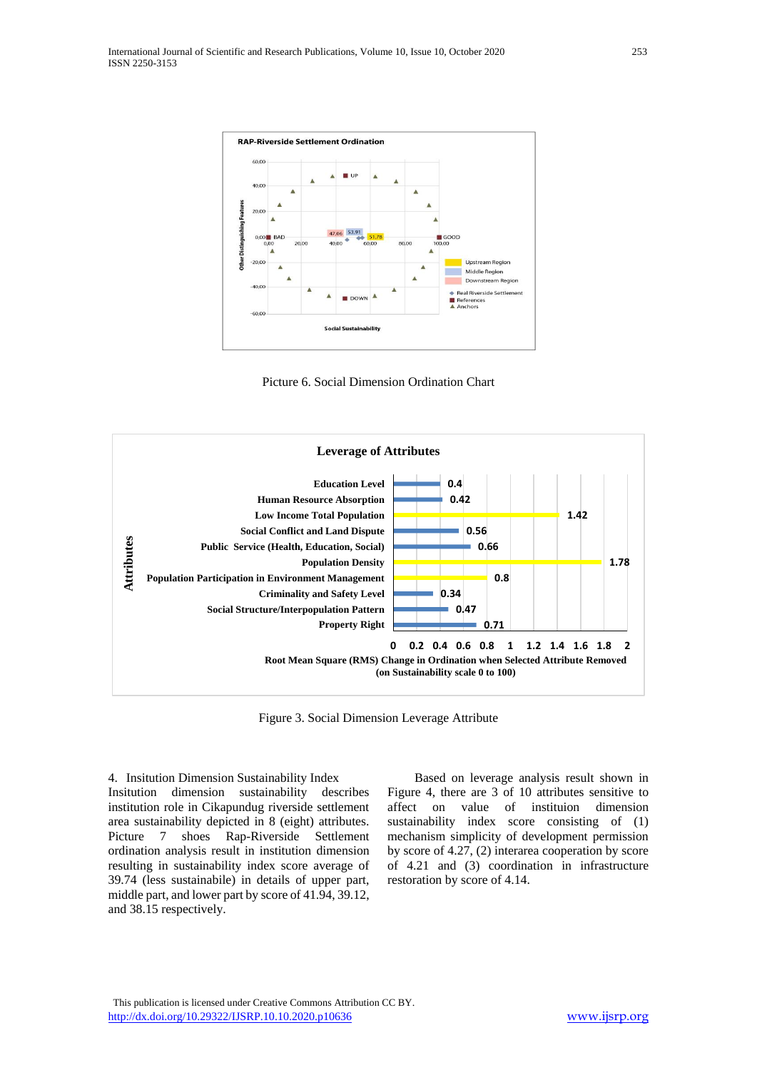Picture 6. Social Dimension Ordination Chart

Figure 3. Social Dimension Leverage Attribute

4. Insitution Dimension Sustainability Index

Insitution dimension sustainability describes institution role in Cikapundug riverside settlement area sustainability depicted in 8 (eight) attributes. Picture 7 shoes Rap-Riverside Settlement ordination analysis result in institution dimension resulting in sustainability index score average of 39.74 (less sustainabile) in details of upper part, middle part, and lower part by score of 41.94, 39.12, and 38.15 respectively.

Based on leverage analysis result shown in Figure 4, there are 3 of 10 attributes sensitive to affect on value of instituion dimension sustainability index score consisting of (1) mechanism simplicity of development permission by score of 4.27, (2) interarea cooperation by score of 4.21 and (3) coordination in infrastructure restoration by score of 4.14.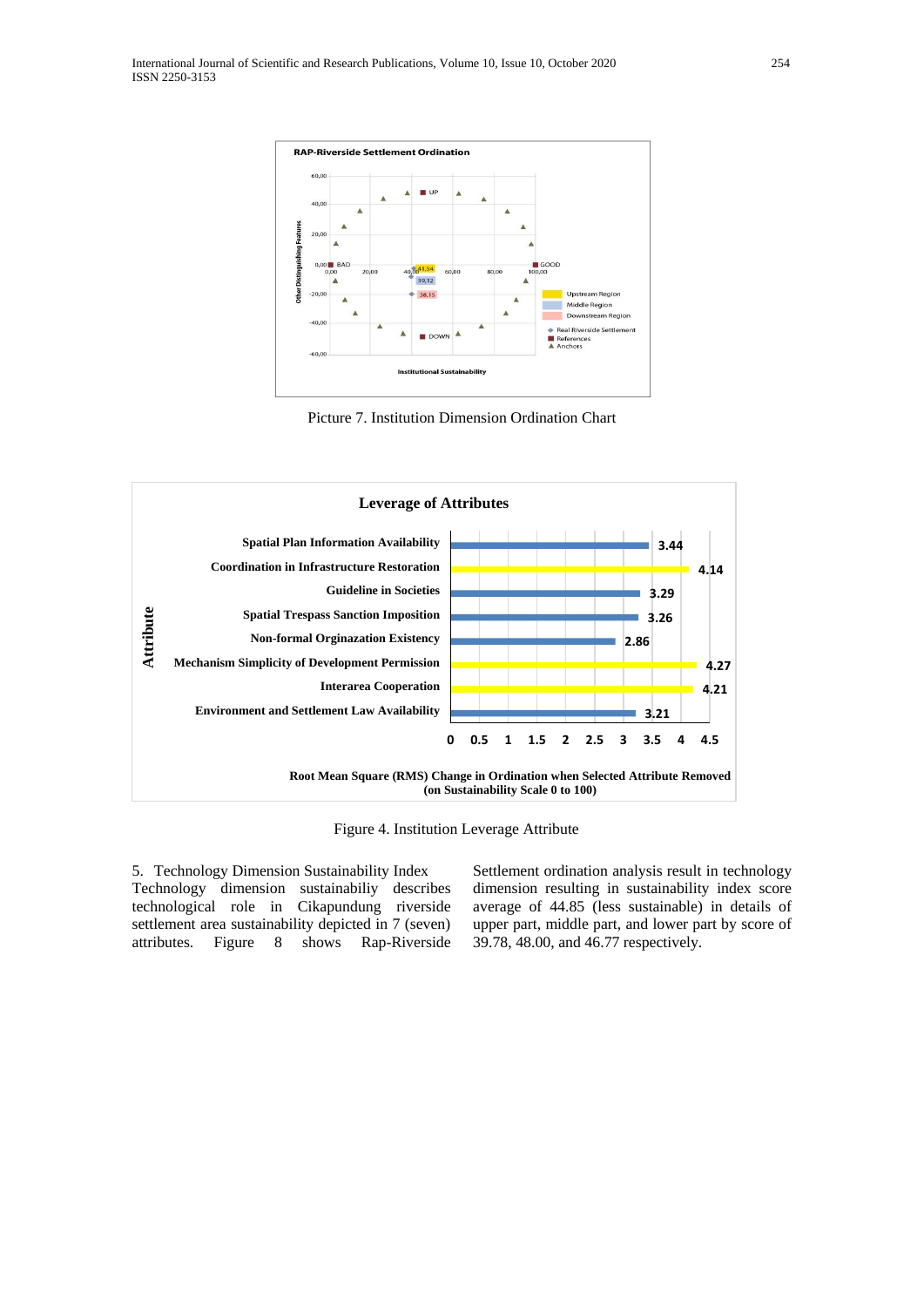Picture 7. Institution Dimension Ordination Chart

Figure 4. Institution Leverage Attribute

5. Technology Dimension Sustainability Index

Technology dimension sustainabiliy describes technological role in Cikapundung riverside settlement area sustainability depicted in 7 (seven) attributes. Figure 8 shows Rap-Riverside Settlement ordination analysis result in technology dimension resulting in sustainability index score average of 44.85 (less sustainable) in details of upper part, middle part, and lower part by score of 39.78, 48.00, and 46.77 respectively.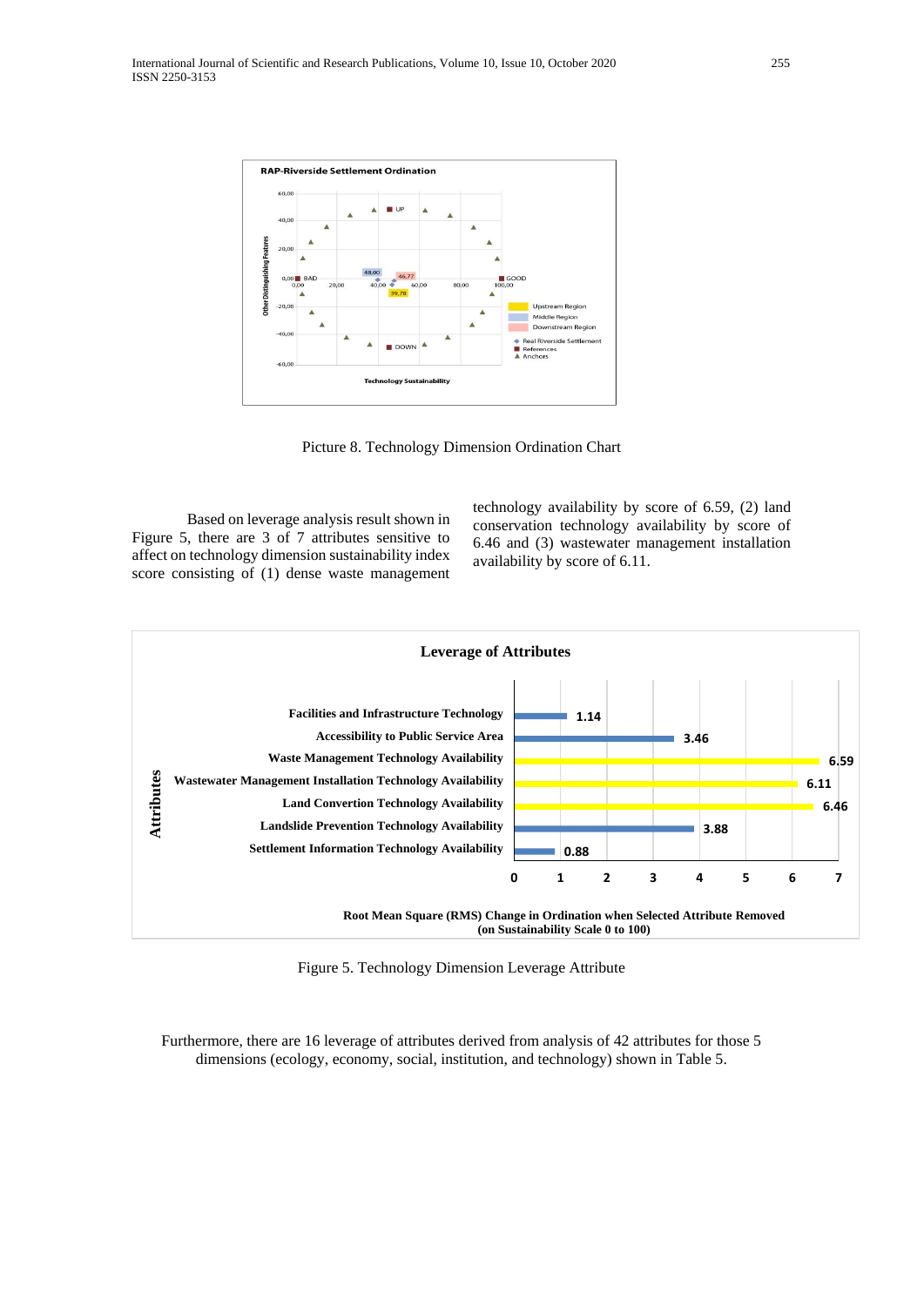Picture 8. Technology Dimension Ordination Chart

Based on leverage analysis result shown in Figure 5, there are 3 of 7 attributes sensitive to affect on technology dimension sustainability index score consisting of (1) dense waste management technology availability by score of 6.59, (2) land conservation technology availability by score of 6.46 and (3) wastewater management installation availability by score of 6.11.

Figure 5. Technology Dimension Leverage Attribute

Furthermore, there are 16 leverage of attributes derived from analysis of 42 attributes for those 5 dimensions (ecology, economy, social, institution, and technology) shown in Table 5.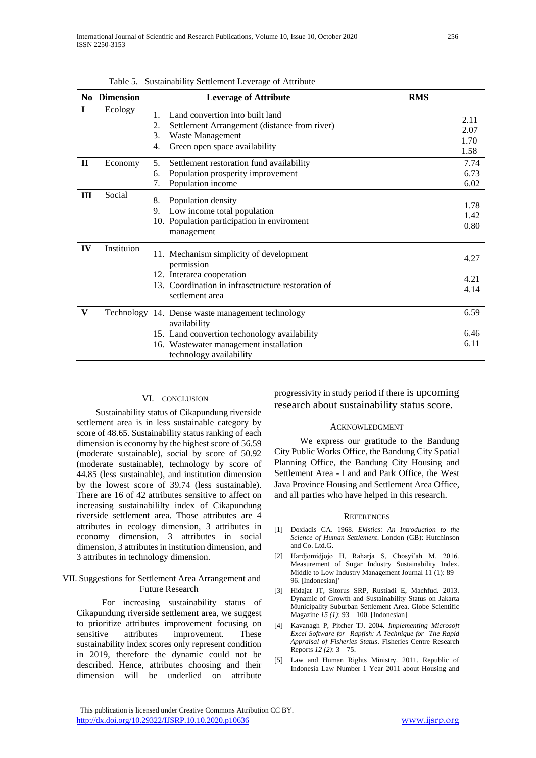Table 5. Sustainability Settlement Leverage of Attribute

| No | Dimension | Leverage of Attribute | RMS |
|---|---|---|---|
| I | Ecology | 1. Land convertion into built land | 2.11 |
| | | 2. Settlement Arrangement (distance from river) | 2.07 |
| | | 3. Waste Management | 1.70 |
| | | 4. Green open space availability | 1.58 |
| II | Economy | 5. Settlement restoration fund availability | 7.74 |
| | | 6. Population prosperity improvement | 6.73 |
| | | 7. Population income | 6.02 |
| III | Social | 8. Population density | 1.78 |
| | | 9. Low income total population | 1.42 |
| | | 10. Population participation in enviroment management | 0.80 |
| IV | Instituion | 11. Mechanism simplicity of development permission | 4.27 |
| | | 12. Interarea cooperation | 4.21 |
| | | 13. Coordination in infrasctructure restoration of settlement area | 4.14 |
| V | Technology | 14. Dense waste management technology availability | 6.59 |
| | | 15. Land convertion techonology availability | 6.46 |
| | | 16. Wastewater management installation technology availability | 6.11 |

## VI. Conclusion

Sustainability status of Cikapundung riverside settlement area is in less sustainable category by score of 48.65. Sustainability status ranking of each dimension is economy by the highest score of 56.59 (moderate sustainable), social by score of 50.92 (moderate sustainable), technology by score of 44.85 (less sustainable), and institution dimension by the lowest score of 39.74 (less sustainable). There are 16 of 42 attributes sensitive to affect on increasing sustainabililty index of Cikapundung riverside settlement area. Those attributes are 4 attributes in ecology dimension, 3 attributes in economy dimension, 3 attributes in social dimension, 3 attributes in institution dimension, and 3 attributes in technology dimension.

## VII. Suggestions for Settlement Area Arrangement and Future Research

For increasing sustainability status of Cikapundung riverside settlement area, we suggest to prioritize attributes improvement focusing on sensitive attributes improvement. These sustainability index scores only represent condition in 2019, therefore the dynamic could not be described. Hence, attributes choosing and their dimension will be underlied on attribute progressivity in study period if there is upcoming research about sustainability status score.

## Acknowledgment

We express our gratitude to the Bandung City Public Works Office, the Bandung City Spatial Planning Office, the Bandung City Housing and Settlement Area - Land and Park Office, the West Java Province Housing and Settlement Area Office, and all parties who have helped in this research.

## References

[1] Doxiadis CA. 1968. *Ekistics: An Introduction to the Science of Human Settlement*. London (GB): Hutchinson and Co. Ltd.G.

[2] Hardjomidjojo H, Raharja S, Chosyi'ah M. 2016. Measurement of Sugar Industry Sustainability Index. Middle to Low Industry Management Journal 11 (1): 89 – 96. [Indonesian]'

[3] Hidajat JT, Sitorus SRP, Rustiadi E, Machfud. 2013. Dynamic of Growth and Sustainability Status on Jakarta Municipality Suburban Settlement Area. Globe Scientific Magazine *15 (1)*: 93 – 100. [Indonesian]

[4] Kavanagh P, Pitcher TJ. 2004. *Implementing Microsoft Excel Software for Rapfish: A Technique for The Rapid Appraisal of Fisheries Status*. Fisheries Centre Research Reports *12 (2)*: 3 – 75.

[5] Law and Human Rights Ministry. 2011. Republic of Indonesia Law Number 1 Year 2011 about Housing and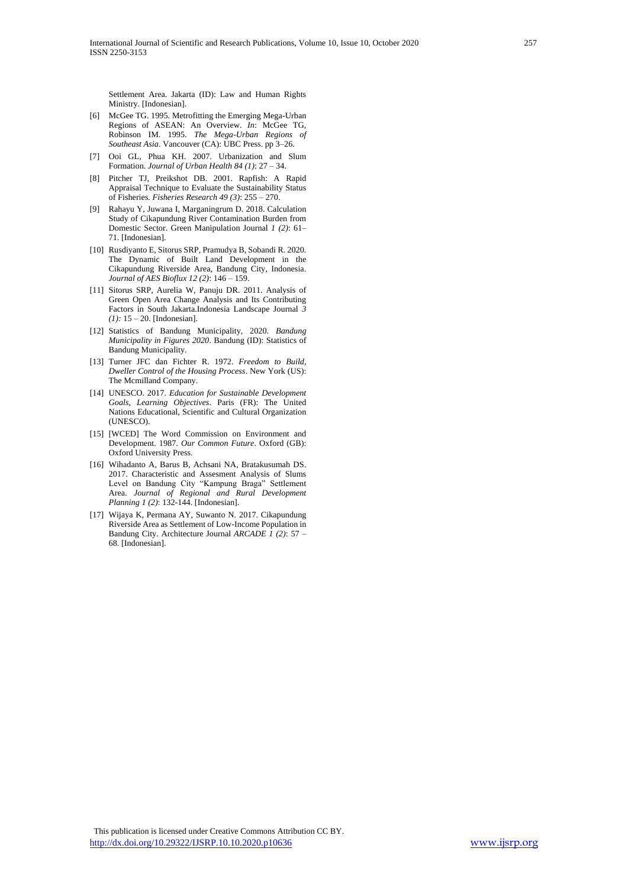Settlement Area. Jakarta (ID): Law and Human Rights Ministry. [Indonesian].

[6] McGee TG. 1995. Metrofitting the Emerging Mega-Urban Regions of ASEAN: An Overview. *In*: McGee TG, Robinson IM. 1995. *The Mega-Urban Regions of Southeast Asia*. Vancouver (CA): UBC Press. pp 3–26.

[7] Ooi GL, Phua KH. 2007. Urbanization and Slum Formation. *Journal of Urban Health 84 (1)*: 27 – 34.

[8] Pitcher TJ, Preikshot DB. 2001. Rapfish: A Rapid Appraisal Technique to Evaluate the Sustainability Status of Fisheries. *Fisheries Research 49 (3)*: 255 – 270.

[9] Rahayu Y, Juwana I, Marganingrum D. 2018. Calculation Study of Cikapundung River Contamination Burden from Domestic Sector. Green Manipulation Journal *1 (2)*: 61–71. [Indonesian].

[10] Rusdiyanto E, Sitorus SRP, Pramudya B, Sobandi R. 2020. The Dynamic of Built Land Development in the Cikapundung Riverside Area, Bandung City, Indonesia. *Journal of AES Bioflux 12 (2)*: 146 – 159.

[11] Sitorus SRP, Aurelia W, Panuju DR. 2011. Analysis of Green Open Area Change Analysis and Its Contributing Factors in South Jakarta.Indonesia Landscape Journal *3 (1):* 15 – 20. [Indonesian].

[12] Statistics of Bandung Municipality, 2020. *Bandung Municipality in Figures 2020*. Bandung (ID): Statistics of Bandung Municipality.

[13] Turner JFC dan Fichter R. 1972. *Freedom to Build, Dweller Control of the Housing Process*. New York (US): The Mcmilland Company.

[14] UNESCO. 2017. *Education for Sustainable Development Goals, Learning Objectives*. Paris (FR): The United Nations Educational, Scientific and Cultural Organization (UNESCO).

[15] [WCED] The Word Commission on Environment and Development. 1987. *Our Common Future*. Oxford (GB): Oxford University Press.

[16] Wihadanto A, Barus B, Achsani NA, Bratakusumah DS. 2017. Characteristic and Assesment Analysis of Slums Level on Bandung City "Kampung Braga" Settlement Area. *Journal of Regional and Rural Development Planning 1 (2)*: 132-144. [Indonesian].

[17] Wijaya K, Permana AY, Suwanto N. 2017. Cikapundung Riverside Area as Settlement of Low-Income Population in Bandung City. Architecture Journal *ARCADE 1 (2)*: 57 – 68. [Indonesian].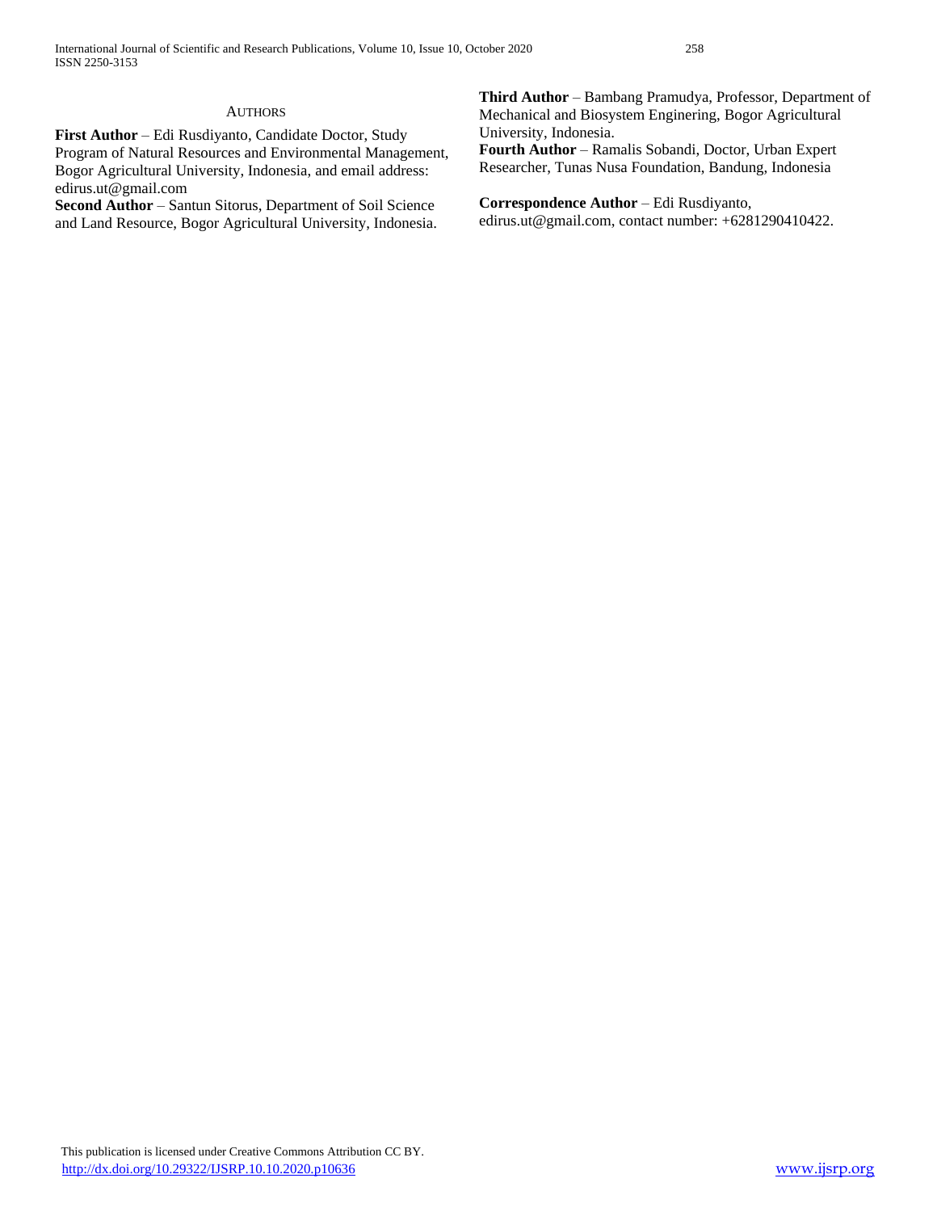## AUTHORS

**First Author** – Edi Rusdiyanto, Candidate Doctor, Study Program of Natural Resources and Environmental Management, Bogor Agricultural University, Indonesia, and email address: edirus.ut@gmail.com

**Second Author** – Santun Sitorus, Department of Soil Science and Land Resource, Bogor Agricultural University, Indonesia.

**Third Author** – Bambang Pramudya, Professor, Department of Mechanical and Biosystem Enginering, Bogor Agricultural University, Indonesia.

**Fourth Author** – Ramalis Sobandi, Doctor, Urban Expert Researcher, Tunas Nusa Foundation, Bandung, Indonesia

**Correspondence Author** – Edi Rusdiyanto, edirus.ut@gmail.com, contact number: +6281290410422.

This publication is licensed under Creative Commons Attribution CC BY.
http://dx.doi.org/10.29322/IJSRP.10.10.2020.p10636